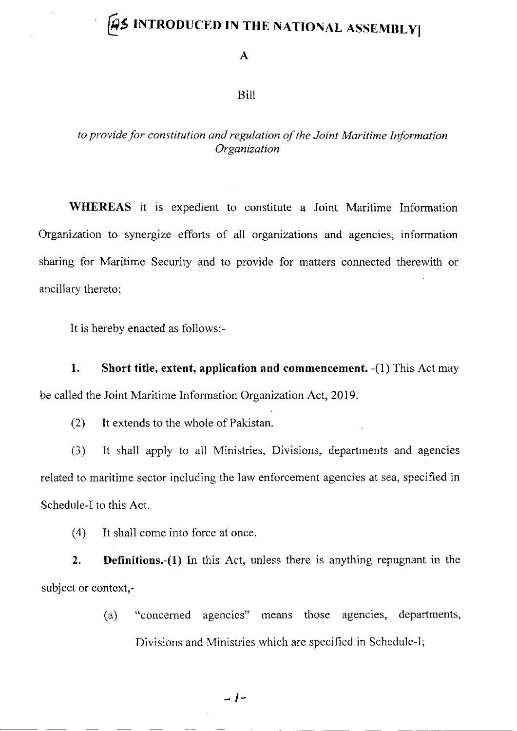# [AS INTRODUCED IN THE NATIONAL ASSEMBLY]

A

Bill

*to provide for constitution and regulation of the Joint Maritime Information Organization*

**WHEREAS** it is expedient to constitute a Joint Maritime Information Organization to synergize efforts of all organizations and agencies, information sharing for Maritime Security and to provide for matters connected therewith or ancillary thereto;

It is hereby enacted as follows:-

**1. Short title, extent, application and commencement.** -(1) This Act may be called the Joint Maritime Information Organization Act, 2019.

(2) It extends to the whole of Pakistan.

(3) It shall apply to all Ministries, Divisions, departments and agencies related to maritime sector including the law enforcement agencies at sea, specified in Schedule-I to this Act.

(4) It shall come into force at once.

**2. Definitions.-(1)** In this Act, unless there is anything repugnant in the subject or context,-

(a) "concerned agencies" means those agencies, departments, Divisions and Ministries which are specified in Schedule-I;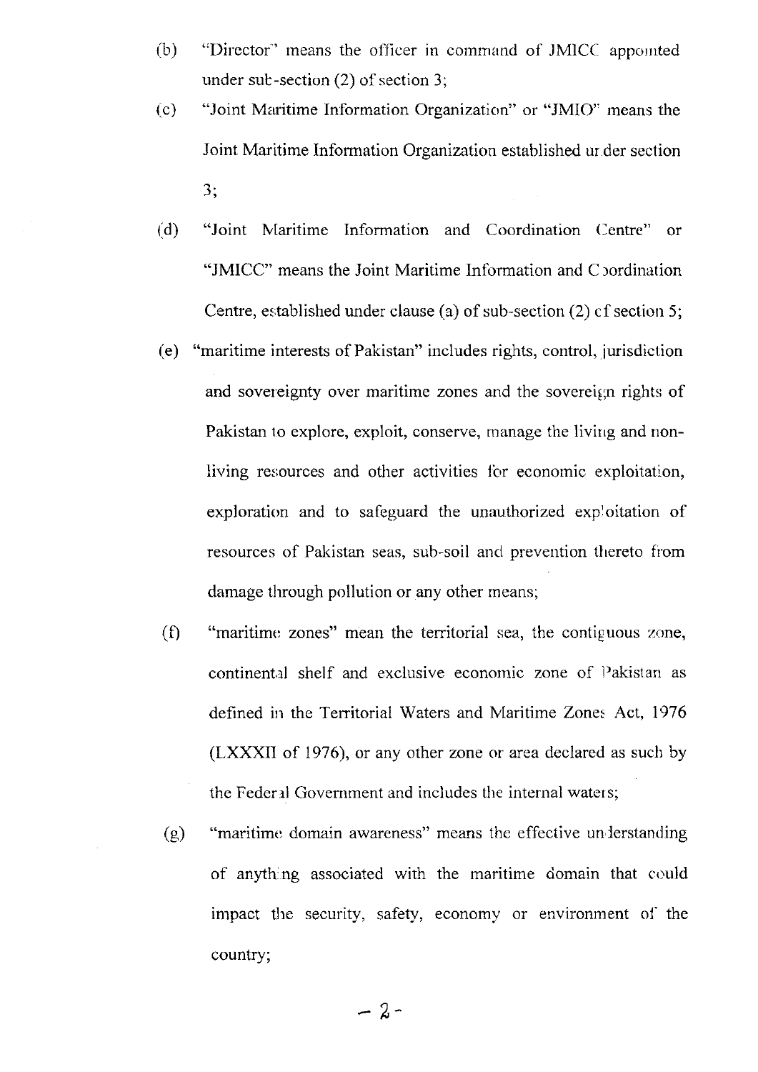(b) "Director" means the officer in command of JMICC appointed under sub-section (2) of section 3;

(c) "Joint Maritime Information Organization" or "JMIO" means the Joint Maritime Information Organization established under section 3;

(d) "Joint Maritime Information and Coordination Centre" or "JMICC" means the Joint Maritime Information and Coordination Centre, established under clause (a) of sub-section (2) of section 5;

(e) "maritime interests of Pakistan" includes rights, control, jurisdiction and sovereignty over maritime zones and the sovereign rights of Pakistan to explore, exploit, conserve, manage the living and non-living resources and other activities for economic exploitation, exploration and to safeguard the unauthorized exploitation of resources of Pakistan seas, sub-soil and prevention thereto from damage through pollution or any other means;

(f) "maritime zones" mean the territorial sea, the contiguous zone, continental shelf and exclusive economic zone of Pakistan as defined in the Territorial Waters and Maritime Zones Act, 1976 (LXXXII of 1976), or any other zone or area declared as such by the Federal Government and includes the internal waters;

(g) "maritime domain awareness" means the effective understanding of anything associated with the maritime domain that could impact the security, safety, economy or environment of the country;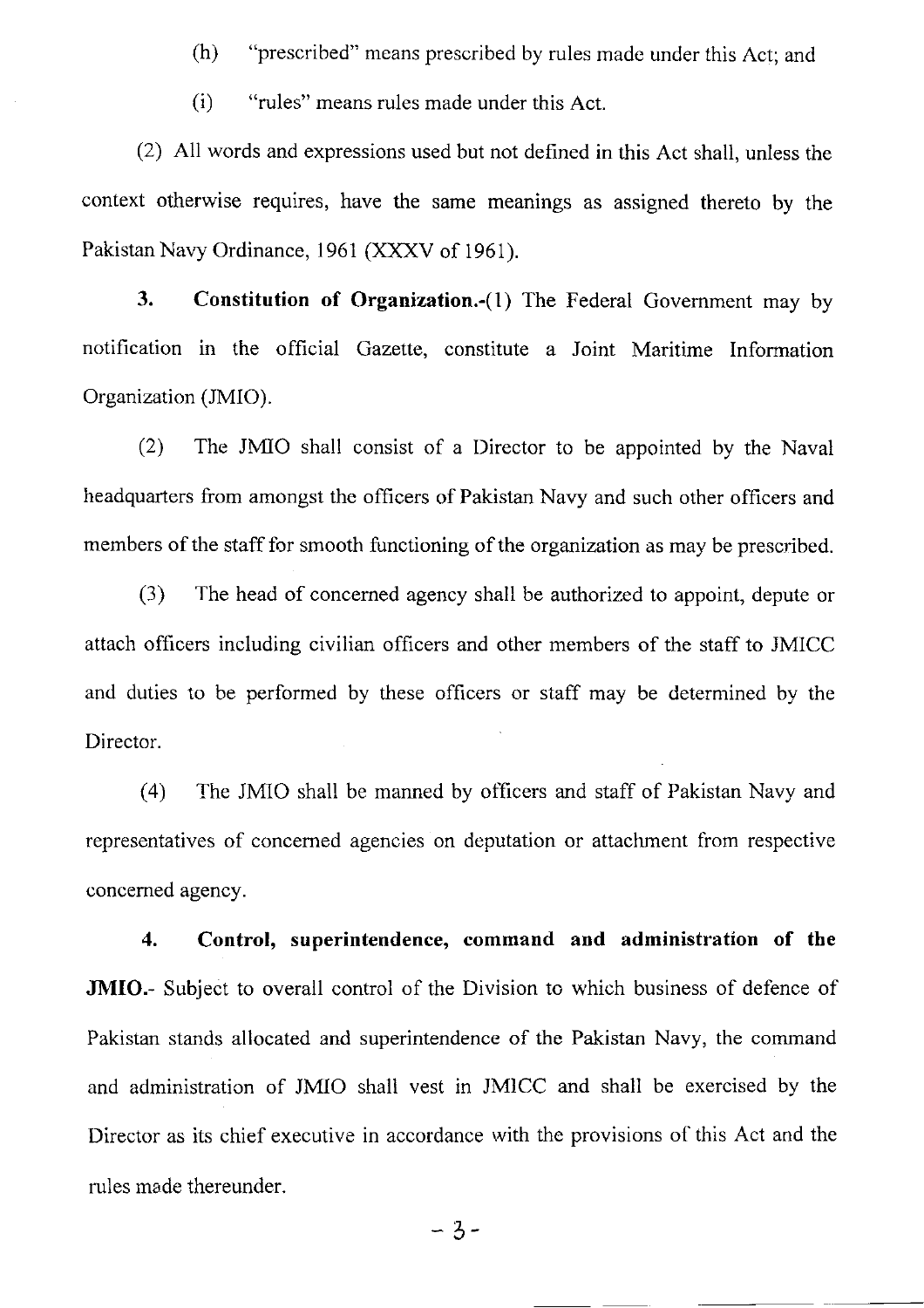(h) "prescribed" means prescribed by rules made under this Act; and

(i) "rules" means rules made under this Act.

(2) All words and expressions used but not defined in this Act shall, unless the context otherwise requires, have the same meanings as assigned thereto by the Pakistan Navy Ordinance, 1961 (XXXV of 1961).

**3. Constitution of Organization.**-(1) The Federal Government may by notification in the official Gazette, constitute a Joint Maritime Information Organization (JMIO).

(2) The JMIO shall consist of a Director to be appointed by the Naval headquarters from amongst the officers of Pakistan Navy and such other officers and members of the staff for smooth functioning of the organization as may be prescribed.

(3) The head of concerned agency shall be authorized to appoint, depute or attach officers including civilian officers and other members of the staff to JMICC and duties to be performed by these officers or staff may be determined by the Director.

(4) The JMIO shall be manned by officers and staff of Pakistan Navy and representatives of concerned agencies on deputation or attachment from respective concerned agency.

**4. Control, superintendence, command and administration of the JMIO.**- Subject to overall control of the Division to which business of defence of Pakistan stands allocated and superintendence of the Pakistan Navy, the command and administration of JMIO shall vest in JMICC and shall be exercised by the Director as its chief executive in accordance with the provisions of this Act and the rules made thereunder.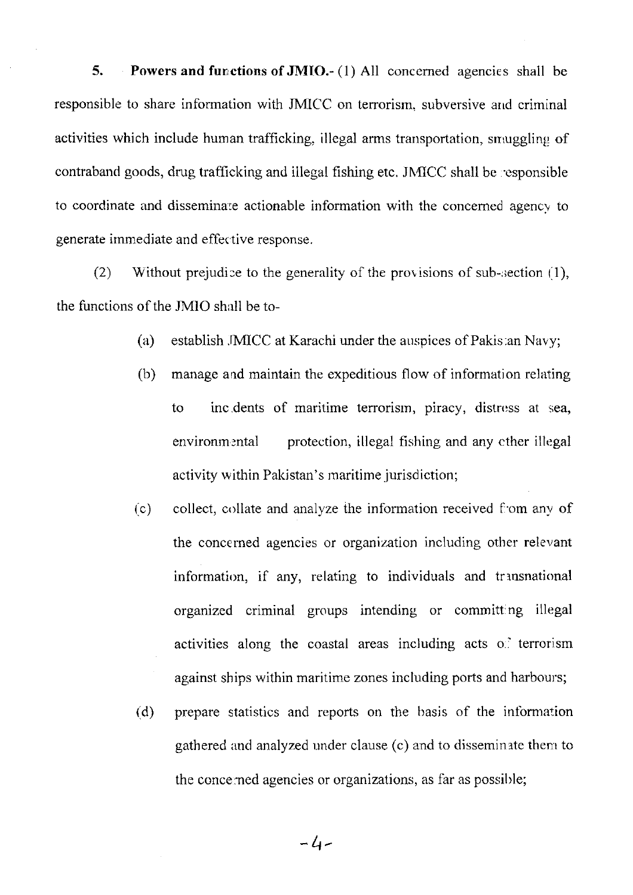**5. Powers and functions of JMIO.-** (1) All concerned agencies shall be responsible to share information with JMICC on terrorism, subversive and criminal activities which include human trafficking, illegal arms transportation, smuggling of contraband goods, drug trafficking and illegal fishing etc. JMICC shall be responsible to coordinate and disseminate actionable information with the concerned agency to generate immediate and effective response.

(2) Without prejudice to the generality of the provisions of sub-section (1), the functions of the JMIO shall be to-

(a) establish JMICC at Karachi under the auspices of Pakistan Navy;

(b) manage and maintain the expeditious flow of information relating to incidents of maritime terrorism, piracy, distress at sea, environmental protection, illegal fishing and any other illegal activity within Pakistan's maritime jurisdiction;

(c) collect, collate and analyze the information received from any of the concerned agencies or organization including other relevant information, if any, relating to individuals and transnational organized criminal groups intending or committing illegal activities along the coastal areas including acts of terrorism against ships within maritime zones including ports and harbours;

(d) prepare statistics and reports on the basis of the information gathered and analyzed under clause (c) and to disseminate them to the concerned agencies or organizations, as far as possible;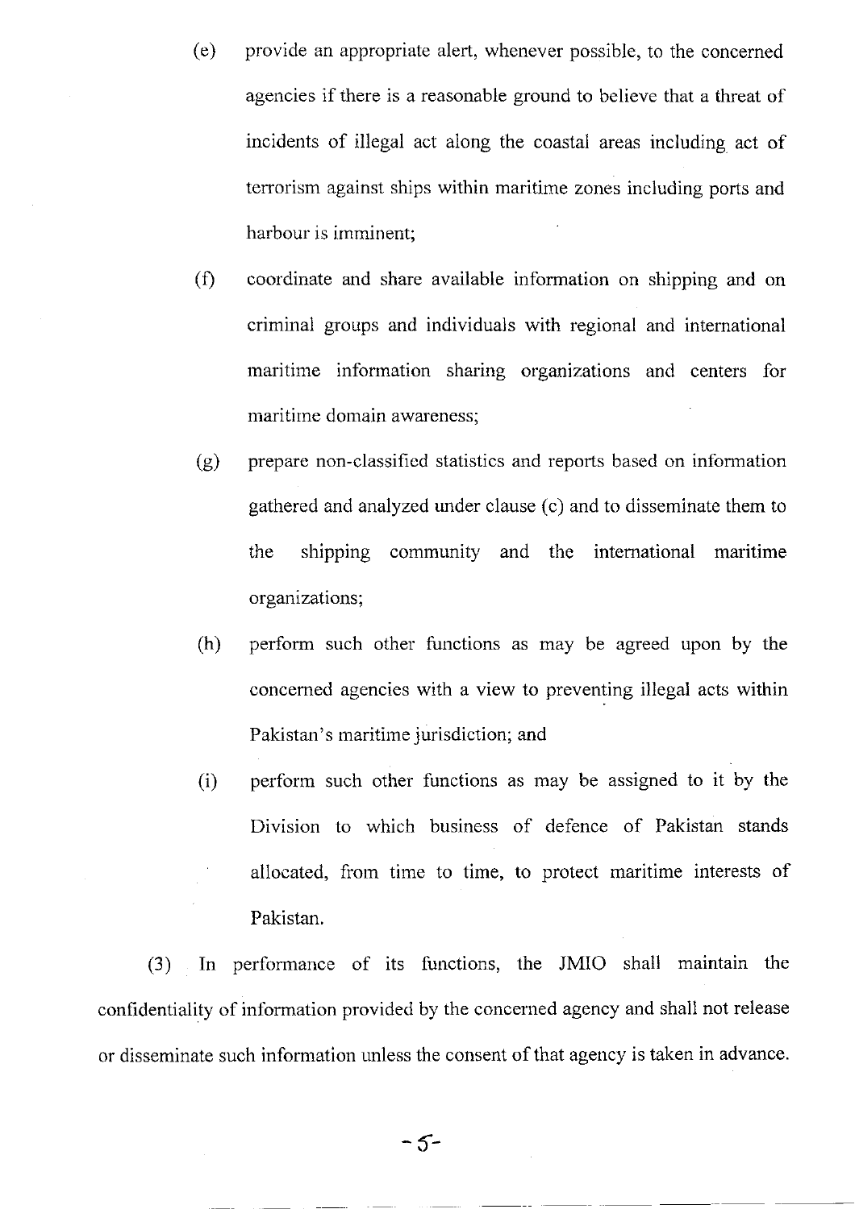(e) provide an appropriate alert, whenever possible, to the concerned agencies if there is a reasonable ground to believe that a threat of incidents of illegal act along the coastal areas including act of terrorism against ships within maritime zones including ports and harbour is imminent;

(f) coordinate and share available information on shipping and on criminal groups and individuals with regional and international maritime information sharing organizations and centers for maritime domain awareness;

(g) prepare non-classified statistics and reports based on information gathered and analyzed under clause (c) and to disseminate them to the shipping community and the international maritime organizations;

(h) perform such other functions as may be agreed upon by the concerned agencies with a view to preventing illegal acts within Pakistan's maritime jurisdiction; and

(i) perform such other functions as may be assigned to it by the Division to which business of defence of Pakistan stands allocated, from time to time, to protect maritime interests of Pakistan.

(3) In performance of its functions, the JMIO shall maintain the confidentiality of information provided by the concerned agency and shall not release or disseminate such information unless the consent of that agency is taken in advance.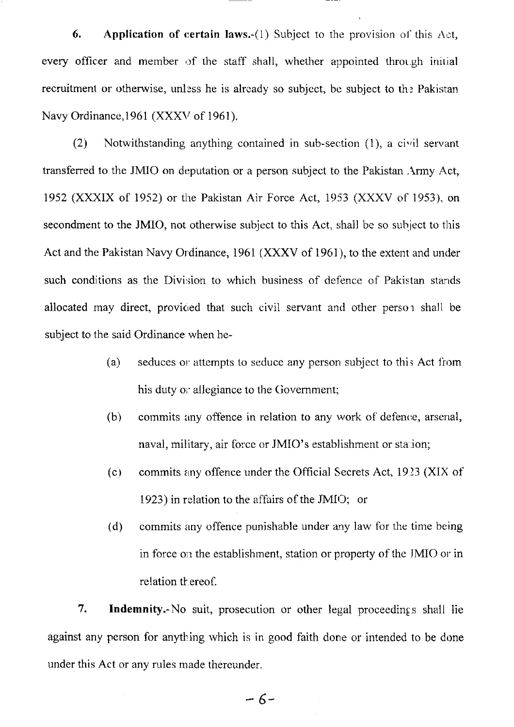**6. Application of certain laws.**-(1) Subject to the provision of this Act, every officer and member of the staff shall, whether appointed through initial recruitment or otherwise, unless he is already so subject, be subject to the Pakistan Navy Ordinance,1961 (XXXV of 1961).

(2) Notwithstanding anything contained in sub-section (1), a civil servant transferred to the JMIO on deputation or a person subject to the Pakistan Army Act, 1952 (XXXIX of 1952) or the Pakistan Air Force Act, 1953 (XXXV of 1953), on secondment to the JMIO, not otherwise subject to this Act, shall be so subject to this Act and the Pakistan Navy Ordinance, 1961 (XXXV of 1961), to the extent and under such conditions as the Division to which business of defence of Pakistan stands allocated may direct, provided that such civil servant and other person shall be subject to the said Ordinance when he-

(a) seduces or attempts to seduce any person subject to this Act from his duty or allegiance to the Government;

(b) commits any offence in relation to any work of defence, arsenal, naval, military, air force or JMIO's establishment or station;

(c) commits any offence under the Official Secrets Act, 1923 (XIX of 1923) in relation to the affairs of the JMIO; or

(d) commits any offence punishable under any law for the time being in force on the establishment, station or property of the JMIO or in relation thereof.

**7. Indemnity.**-No suit, prosecution or other legal proceedings shall lie against any person for anything which is in good faith done or intended to be done under this Act or any rules made thereunder.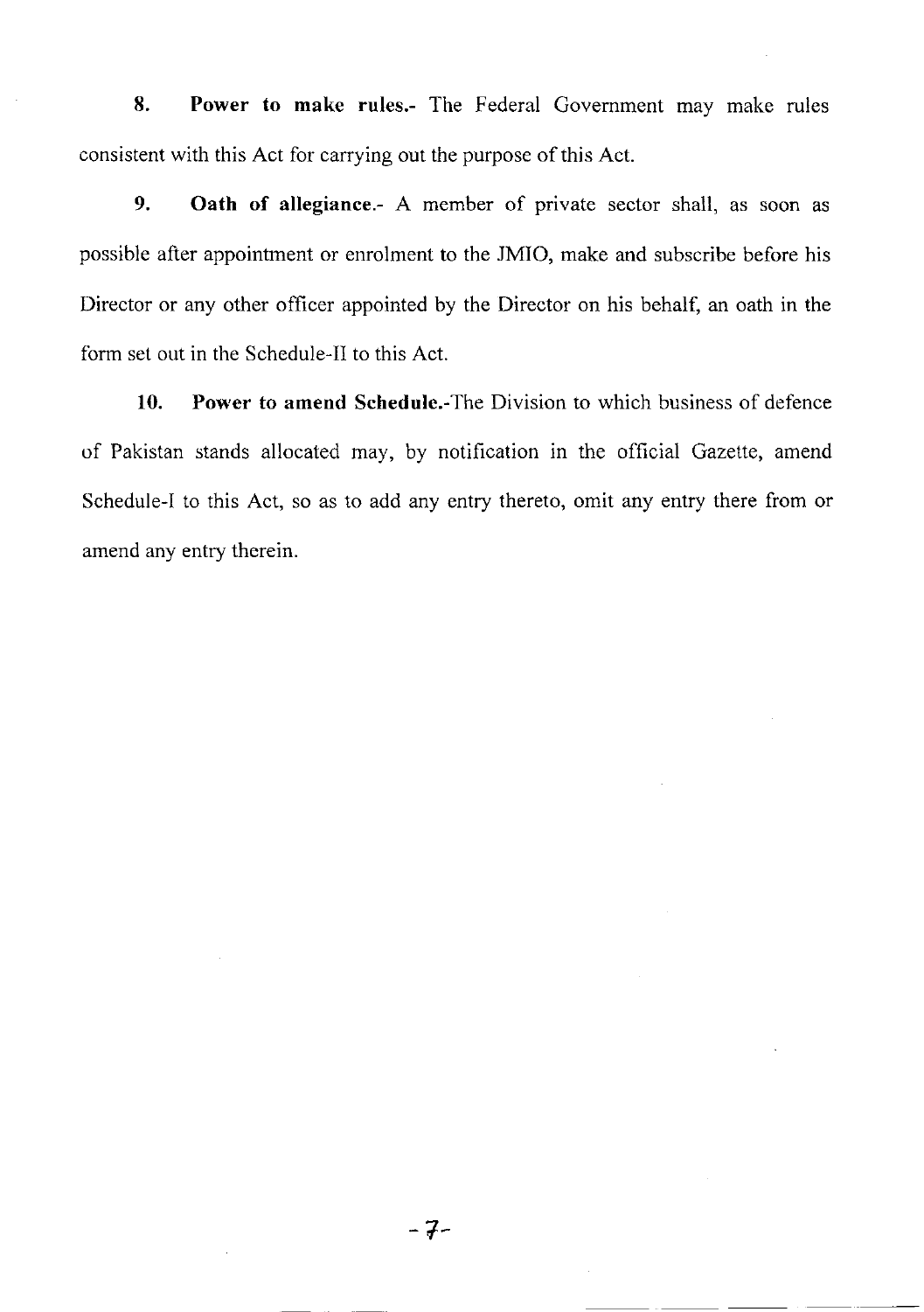**8. Power to make rules.-** The Federal Government may make rules consistent with this Act for carrying out the purpose of this Act.

**9. Oath of allegiance.-** A member of private sector shall, as soon as possible after appointment or enrolment to the JMIO, make and subscribe before his Director or any other officer appointed by the Director on his behalf, an oath in the form set out in the Schedule-II to this Act.

**10. Power to amend Schedule.-**The Division to which business of defence of Pakistan stands allocated may, by notification in the official Gazette, amend Schedule-I to this Act, so as to add any entry thereto, omit any entry there from or amend any entry therein.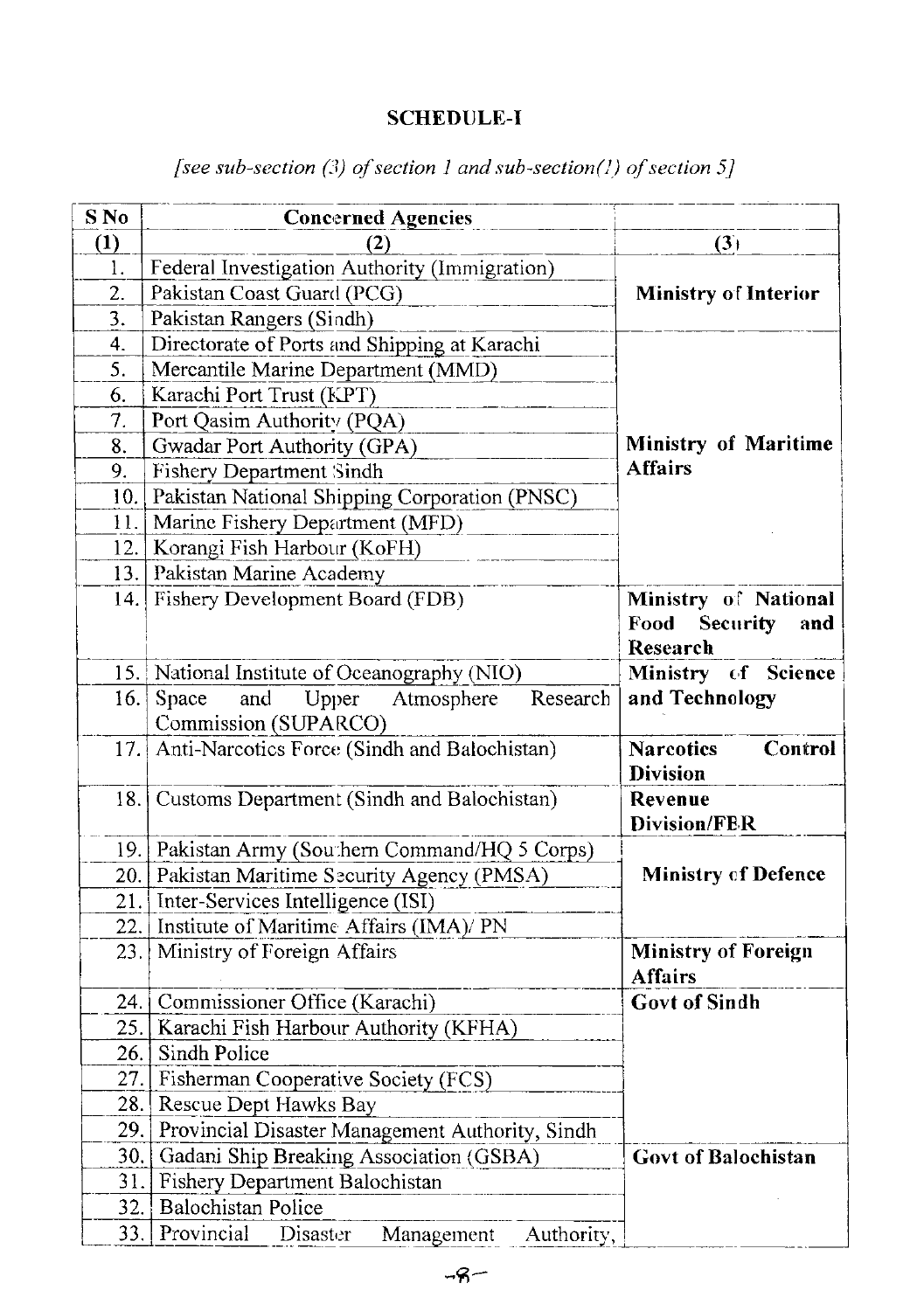**SCHEDULE-I**

*[see sub-section (3) of section 1 and sub-section(1) of section 5]*

| S No | Concerned Agencies | |
|---|---|---|
| (1) | (2) | (3) |
| 1. | Federal Investigation Authority (Immigration) | **Ministry of Interior** |
| 2. | Pakistan Coast Guard (PCG) | |
| 3. | Pakistan Rangers (Sindh) | |
| 4. | Directorate of Ports and Shipping at Karachi | **Ministry of Maritime Affairs** |
| 5. | Mercantile Marine Department (MMD) | |
| 6. | Karachi Port Trust (KPT) | |
| 7. | Port Qasim Authority (PQA) | |
| 8. | Gwadar Port Authority (GPA) | |
| 9. | Fishery Department Sindh | |
| 10. | Pakistan National Shipping Corporation (PNSC) | |
| 11. | Marine Fishery Department (MFD) | |
| 12. | Korangi Fish Harbour (KoFH) | |
| 13. | Pakistan Marine Academy | |
| 14. | Fishery Development Board (FDB) | **Ministry of National Food Security and Research** |
| 15. | National Institute of Oceanography (NIO) | **Ministry of Science and Technology** |
| 16. | Space and Upper Atmosphere Research Commission (SUPARCO) | |
| 17. | Anti-Narcotics Force (Sindh and Balochistan) | **Narcotics Control Division** |
| 18. | Customs Department (Sindh and Balochistan) | **Revenue Division/FBR** |
| 19. | Pakistan Army (Southern Command/HQ 5 Corps) | **Ministry of Defence** |
| 20. | Pakistan Maritime Security Agency (PMSA) | |
| 21. | Inter-Services Intelligence (ISI) | |
| 22. | Institute of Maritime Affairs (IMA)/ PN | |
| 23. | Ministry of Foreign Affairs | **Ministry of Foreign Affairs** |
| 24. | Commissioner Office (Karachi) | **Govt of Sindh** |
| 25. | Karachi Fish Harbour Authority (KFHA) | |
| 26. | Sindh Police | |
| 27. | Fisherman Cooperative Society (FCS) | |
| 28. | Rescue Dept Hawks Bay | |
| 29. | Provincial Disaster Management Authority, Sindh | |
| 30. | Gadani Ship Breaking Association (GSBA) | **Govt of Balochistan** |
| 31. | Fishery Department Balochistan | |
| 32. | Balochistan Police | |
| 33. | Provincial Disaster Management Authority, | |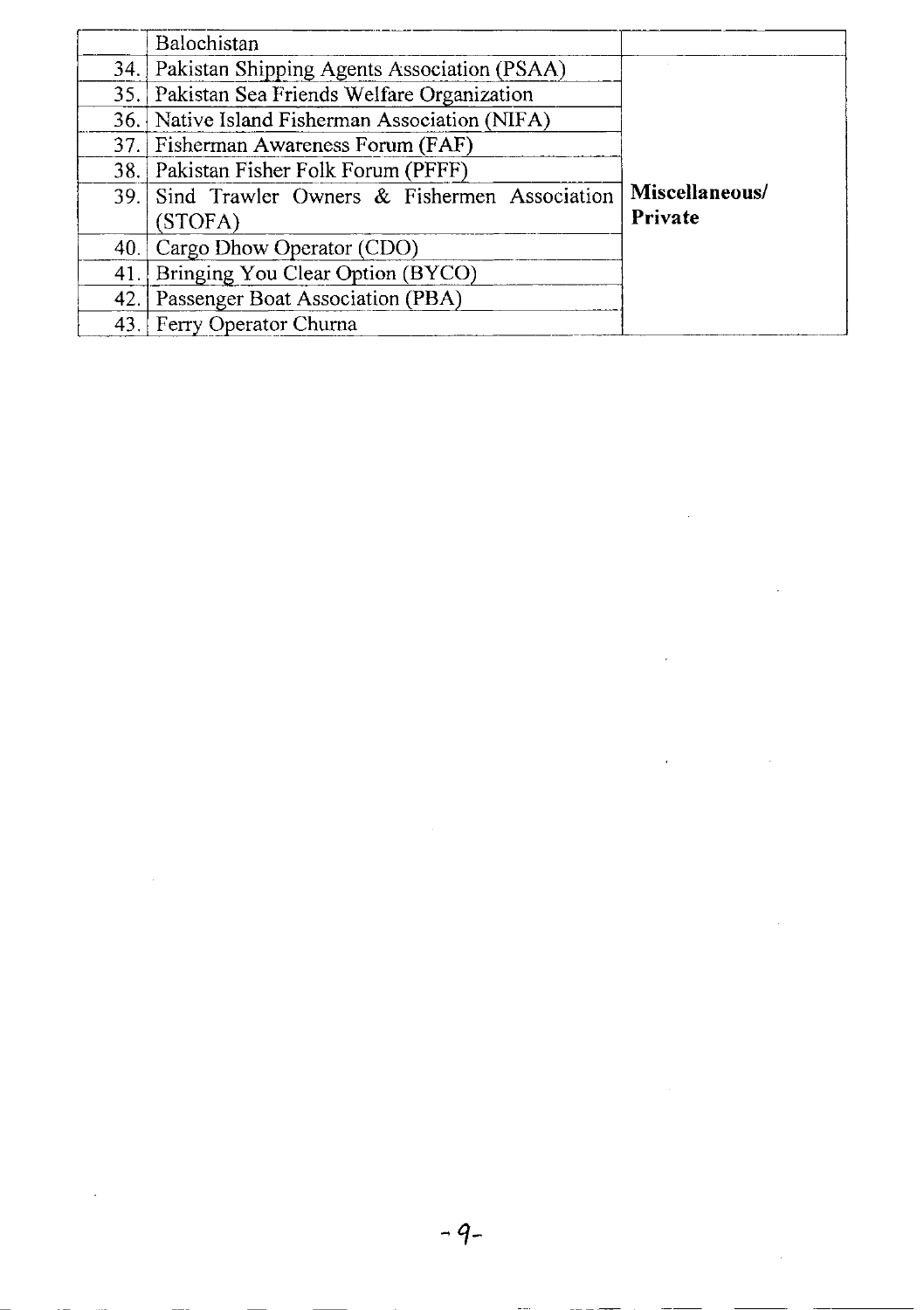| | | |
|---|---|---|
| | Balochistan | |
| 34. | Pakistan Shipping Agents Association (PSAA) | **Miscellaneous/ Private** |
| 35. | Pakistan Sea Friends Welfare Organization | |
| 36. | Native Island Fisherman Association (NIFA) | |
| 37. | Fisherman Awareness Forum (FAF) | |
| 38. | Pakistan Fisher Folk Forum (PFFF) | |
| 39. | Sind Trawler Owners & Fishermen Association (STOFA) | |
| 40. | Cargo Dhow Operator (CDO) | |
| 41. | Bringing You Clear Option (BYCO) | |
| 42. | Passenger Boat Association (PBA) | |
| 43. | Ferry Operator Churna | |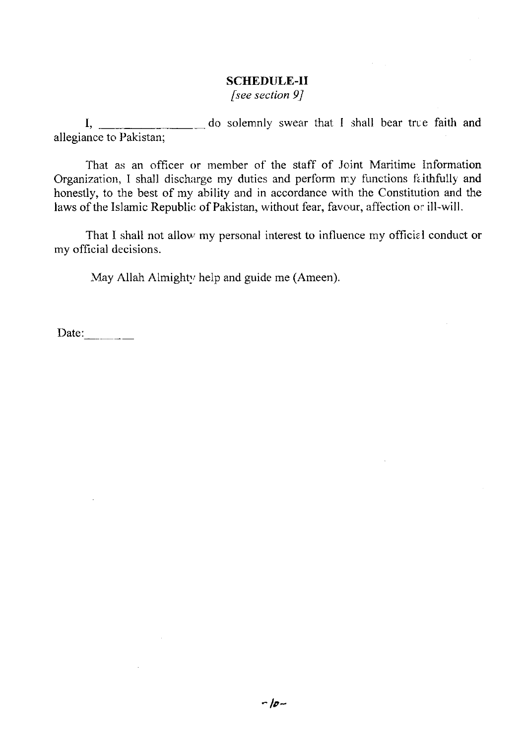## SCHEDULE-II

*[see section 9]*

I, _______________ do solemnly swear that I shall bear true faith and allegiance to Pakistan;

That as an officer or member of the staff of Joint Maritime Information Organization, I shall discharge my duties and perform my functions faithfully and honestly, to the best of my ability and in accordance with the Constitution and the laws of the Islamic Republic of Pakistan, without fear, favour, affection or ill-will.

That I shall not allow my personal interest to influence my official conduct or my official decisions.

May Allah Almighty help and guide me (Ameen).

Date:_______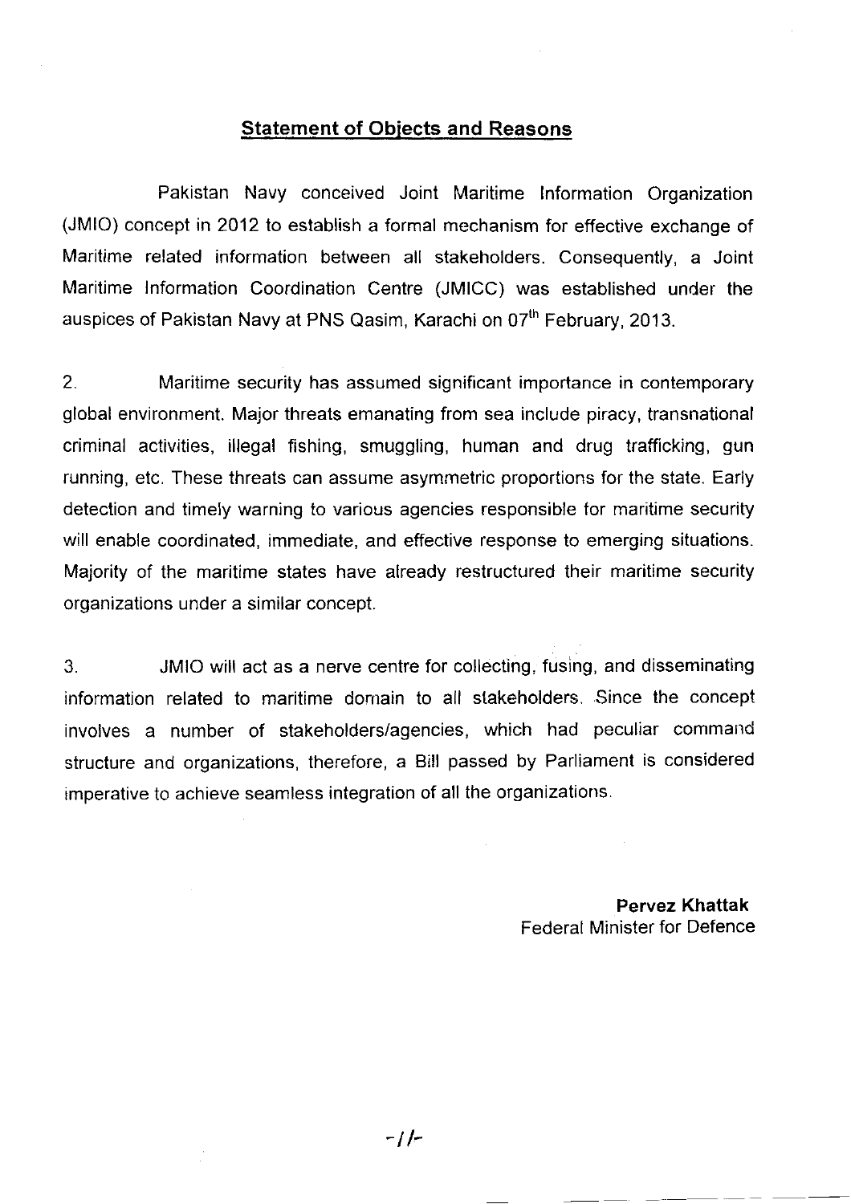## Statement of Objects and Reasons

Pakistan Navy conceived Joint Maritime Information Organization (JMIO) concept in 2012 to establish a formal mechanism for effective exchange of Maritime related information between all stakeholders. Consequently, a Joint Maritime Information Coordination Centre (JMICC) was established under the auspices of Pakistan Navy at PNS Qasim, Karachi on 07th February, 2013.

2. Maritime security has assumed significant importance in contemporary global environment. Major threats emanating from sea include piracy, transnational criminal activities, illegal fishing, smuggling, human and drug trafficking, gun running, etc. These threats can assume asymmetric proportions for the state. Early detection and timely warning to various agencies responsible for maritime security will enable coordinated, immediate, and effective response to emerging situations. Majority of the maritime states have already restructured their maritime security organizations under a similar concept.

3. JMIO will act as a nerve centre for collecting, fusing, and disseminating information related to maritime domain to all stakeholders. Since the concept involves a number of stakeholders/agencies, which had peculiar command structure and organizations, therefore, a Bill passed by Parliament is considered imperative to achieve seamless integration of all the organizations.

**Pervez Khattak**
Federal Minister for Defence